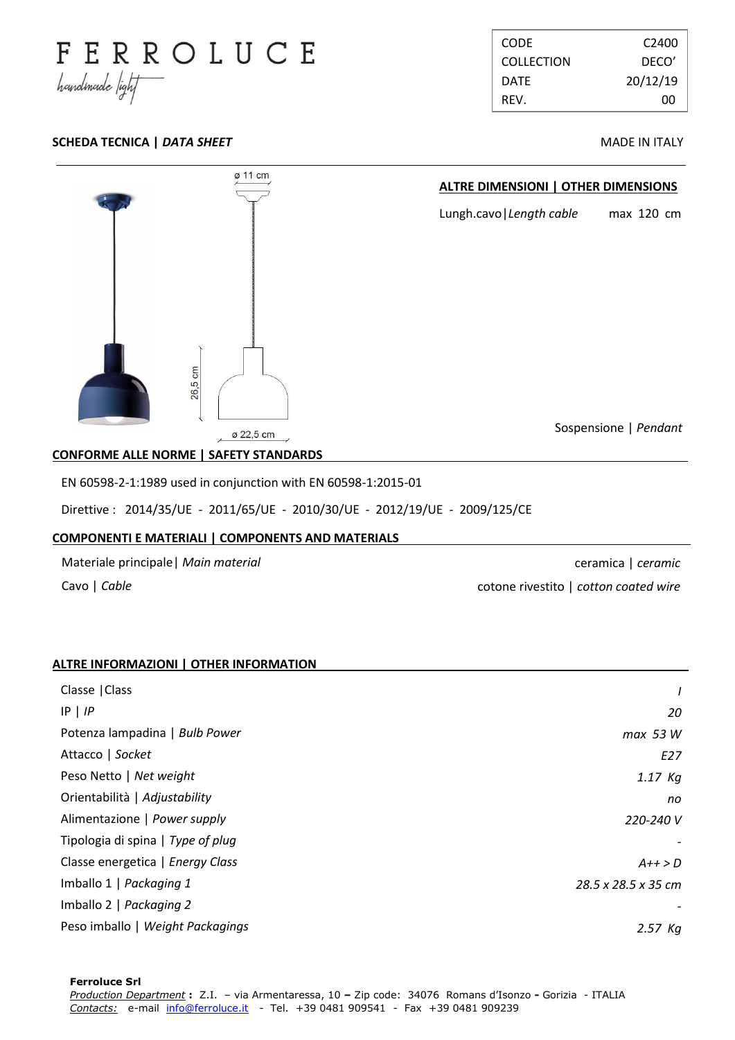FERROLUCE
*handmade light*

| CODE | C2400 |
|---|---|
| COLLECTION | DECO' |
| DATE | 20/12/19 |
| REV. | 00 |

**SCHEDA TECNICA | *DATA SHEET*** MADE IN ITALY

ø 11 cm

26,5 cm

ø 22,5 cm

**ALTRE DIMENSIONI | OTHER DIMENSIONS**

Lungh.cavo|*Length cable* max 120 cm

Sospensione | *Pendant*

**CONFORME ALLE NORME | SAFETY STANDARDS**

EN 60598-2-1:1989 used in conjunction with EN 60598-1:2015-01

Direttive : 2014/35/UE - 2011/65/UE - 2010/30/UE - 2012/19/UE - 2009/125/CE

**COMPONENTI E MATERIALI | COMPONENTS AND MATERIALS**

| | |
|---|---|
| Materiale principale\| *Main material* | ceramica \| *ceramic* |
| Cavo \| *Cable* | cotone rivestito \| *cotton coated wire* |

**ALTRE INFORMAZIONI | OTHER INFORMATION**

| | |
|---|---|
| Classe \|Class | *I* |
| IP \| *IP* | *20* |
| Potenza lampadina \| *Bulb Power* | *max 53 W* |
| Attacco \| *Socket* | *E27* |
| Peso Netto \| *Net weight* | *1.17 Kg* |
| Orientabilità \| *Adjustability* | *no* |
| Alimentazione \| *Power supply* | *220-240 V* |
| Tipologia di spina \| *Type of plug* | - |
| Classe energetica \| *Energy Class* | *A++ > D* |
| Imballo 1 \| *Packaging 1* | *28.5 x 28.5 x 35 cm* |
| Imballo 2 \| *Packaging 2* | - |
| Peso imballo \| *Weight Packagings* | *2.57 Kg* |

**Ferroluce Srl**
*Production Department* **:** Z.I. – via Armentaresso, 10 **–** Zip code: 34076 Romans d'Isonzo **-** Gorizia - ITALIA
*Contacts:* e-mail info@ferroluce.it - Tel. +39 0481 909541 - Fax +39 0481 909239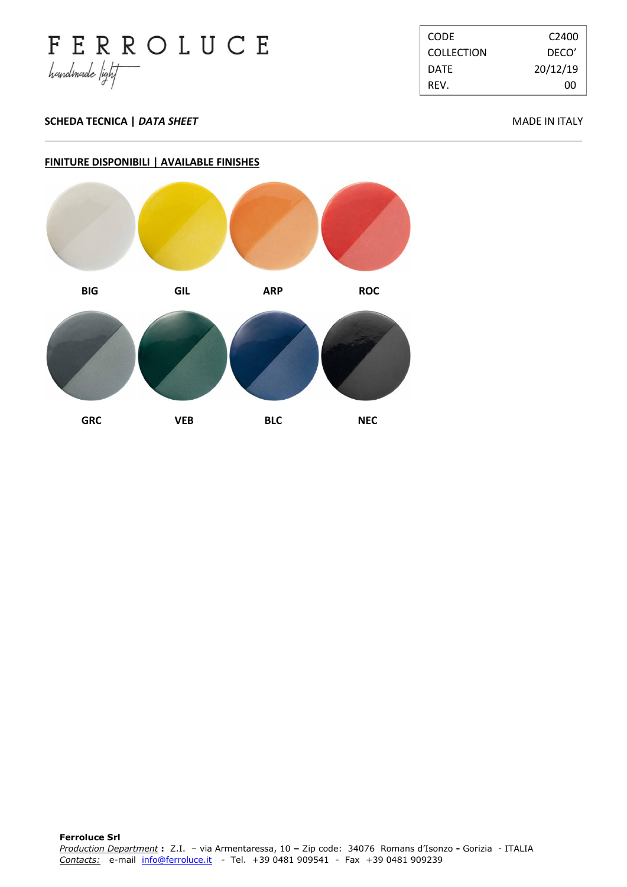FERROLUCE

*handmade light*

| | |
|---|---|
| CODE | C2400 |
| COLLECTION | DECO' |
| DATE | 20/12/19 |
| REV. | 00 |

**SCHEDA TECNICA | *DATA SHEET***

MADE IN ITALY

**FINITURE DISPONIBILI | AVAILABLE FINISHES**

**BIG** **GIL** **ARP** **ROC**

**GRC** **VEB** **BLC** **NEC**

**Ferroluce Srl**
*Production Department* **:** Z.I. – via Armentaressa, 10 **–** Zip code: 34076 Romans d'Isonzo **-** Gorizia - ITALIA
*Contacts:* e-mail info@ferroluce.it - Tel. +39 0481 909541 - Fax +39 0481 909239